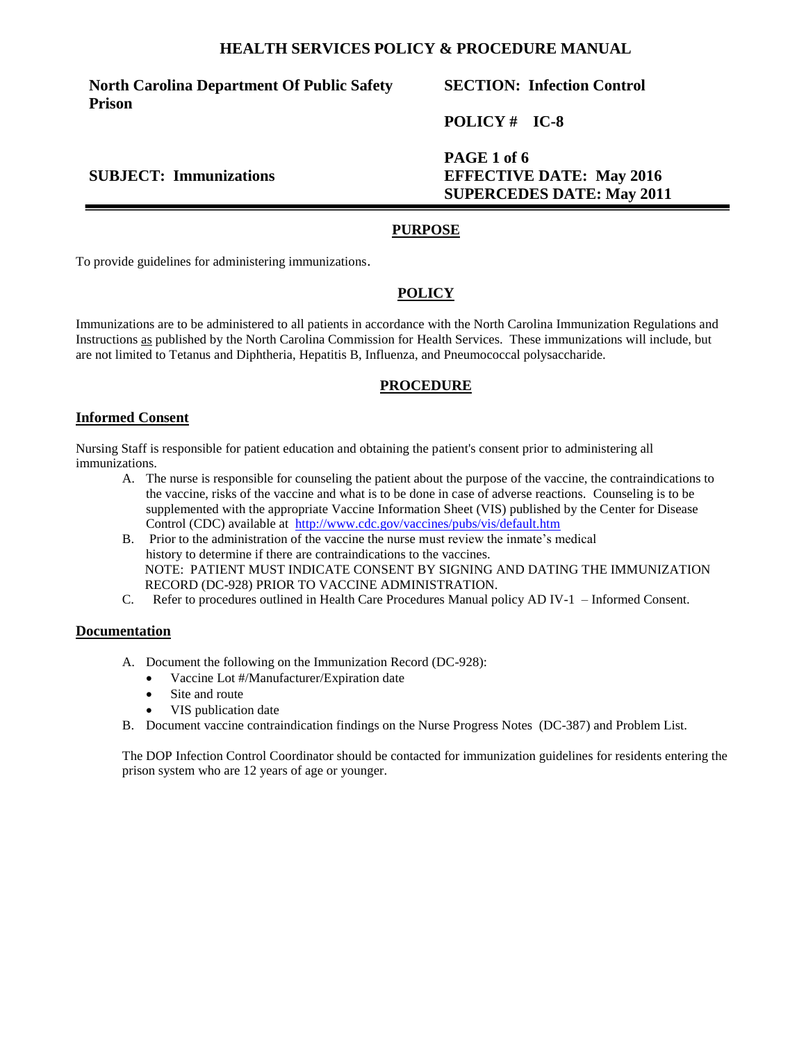# HEALTH SERVICES POLICY & PROCEDURE MANUAL

| | |
|---|---|
| **North Carolina Department Of Public Safety Prison** | **SECTION: Infection Control** |
| | **POLICY # IC-8** |
| **SUBJECT: Immunizations** | **PAGE 1 of 6** |
| | **EFFECTIVE DATE: May 2016** |
| | **SUPERCEDES DATE: May 2011** |

## PURPOSE

To provide guidelines for administering immunizations.

## POLICY

Immunizations are to be administered to all patients in accordance with the North Carolina Immunization Regulations and Instructions as published by the North Carolina Commission for Health Services. These immunizations will include, but are not limited to Tetanus and Diphtheria, Hepatitis B, Influenza, and Pneumococcal polysaccharide.

## PROCEDURE

### Informed Consent

Nursing Staff is responsible for patient education and obtaining the patient's consent prior to administering all immunizations.

A. The nurse is responsible for counseling the patient about the purpose of the vaccine, the contraindications to the vaccine, risks of the vaccine and what is to be done in case of adverse reactions. Counseling is to be supplemented with the appropriate Vaccine Information Sheet (VIS) published by the Center for Disease Control (CDC) available at http://www.cdc.gov/vaccines/pubs/vis/default.htm

B. Prior to the administration of the vaccine the nurse must review the inmate's medical history to determine if there are contraindications to the vaccines.
NOTE: PATIENT MUST INDICATE CONSENT BY SIGNING AND DATING THE IMMUNIZATION RECORD (DC-928) PRIOR TO VACCINE ADMINISTRATION.

C. Refer to procedures outlined in Health Care Procedures Manual policy AD IV-1 – Informed Consent.

### Documentation

A. Document the following on the Immunization Record (DC-928):
   - Vaccine Lot #/Manufacturer/Expiration date
   - Site and route
   - VIS publication date

B. Document vaccine contraindication findings on the Nurse Progress Notes (DC-387) and Problem List.

The DOP Infection Control Coordinator should be contacted for immunization guidelines for residents entering the prison system who are 12 years of age or younger.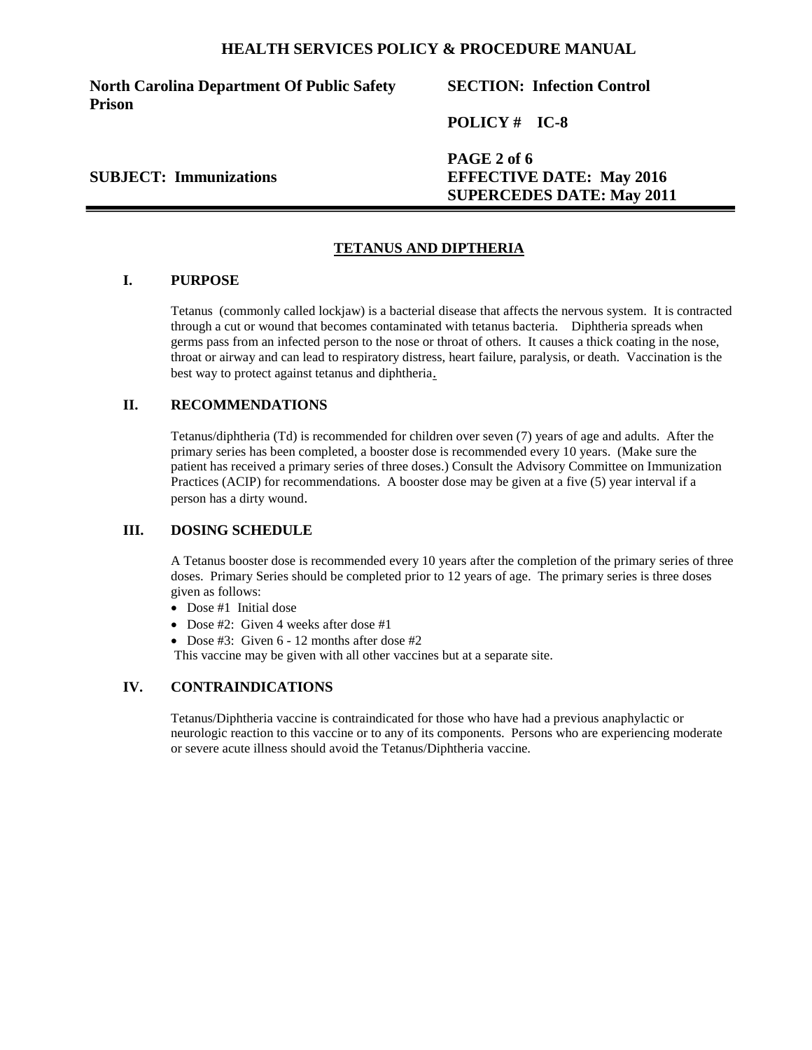## TETANUS AND DIPTHERIA

### I. PURPOSE

Tetanus (commonly called lockjaw) is a bacterial disease that affects the nervous system. It is contracted through a cut or wound that becomes contaminated with tetanus bacteria. Diphtheria spreads when germs pass from an infected person to the nose or throat of others. It causes a thick coating in the nose, throat or airway and can lead to respiratory distress, heart failure, paralysis, or death. Vaccination is the best way to protect against tetanus and diphtheria.

### II. RECOMMENDATIONS

Tetanus/diphtheria (Td) is recommended for children over seven (7) years of age and adults. After the primary series has been completed, a booster dose is recommended every 10 years. (Make sure the patient has received a primary series of three doses.) Consult the Advisory Committee on Immunization Practices (ACIP) for recommendations. A booster dose may be given at a five (5) year interval if a person has a dirty wound.

### III. DOSING SCHEDULE

A Tetanus booster dose is recommended every 10 years after the completion of the primary series of three doses. Primary Series should be completed prior to 12 years of age. The primary series is three doses given as follows:

- Dose #1 Initial dose
- Dose #2: Given 4 weeks after dose #1
- Dose #3: Given 6 - 12 months after dose #2

This vaccine may be given with all other vaccines but at a separate site.

### IV. CONTRAINDICATIONS

Tetanus/Diphtheria vaccine is contraindicated for those who have had a previous anaphylactic or neurologic reaction to this vaccine or to any of its components. Persons who are experiencing moderate or severe acute illness should avoid the Tetanus/Diphtheria vaccine.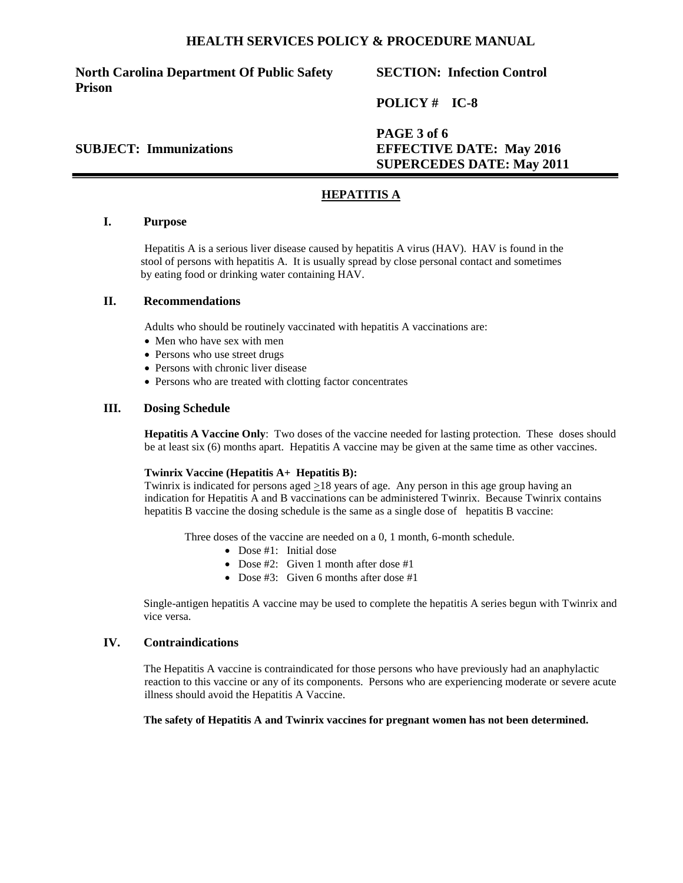## HEPATITIS A

### I. Purpose

Hepatitis A is a serious liver disease caused by hepatitis A virus (HAV). HAV is found in the stool of persons with hepatitis A. It is usually spread by close personal contact and sometimes by eating food or drinking water containing HAV.

### II. Recommendations

Adults who should be routinely vaccinated with hepatitis A vaccinations are:

- Men who have sex with men
- Persons who use street drugs
- Persons with chronic liver disease
- Persons who are treated with clotting factor concentrates

### III. Dosing Schedule

**Hepatitis A Vaccine Only**: Two doses of the vaccine needed for lasting protection. These doses should be at least six (6) months apart. Hepatitis A vaccine may be given at the same time as other vaccines.

**Twinrix Vaccine (Hepatitis A+ Hepatitis B):**

Twinrix is indicated for persons aged $\geq$18 years of age. Any person in this age group having an indication for Hepatitis A and B vaccinations can be administered Twinrix. Because Twinrix contains hepatitis B vaccine the dosing schedule is the same as a single dose of hepatitis B vaccine:

Three doses of the vaccine are needed on a 0, 1 month, 6-month schedule.

- Dose #1: Initial dose
- Dose #2: Given 1 month after dose #1
- Dose #3: Given 6 months after dose #1

Single-antigen hepatitis A vaccine may be used to complete the hepatitis A series begun with Twinrix and vice versa.

### IV. Contraindications

The Hepatitis A vaccine is contraindicated for those persons who have previously had an anaphylactic reaction to this vaccine or any of its components. Persons who are experiencing moderate or severe acute illness should avoid the Hepatitis A Vaccine.

**The safety of Hepatitis A and Twinrix vaccines for pregnant women has not been determined.**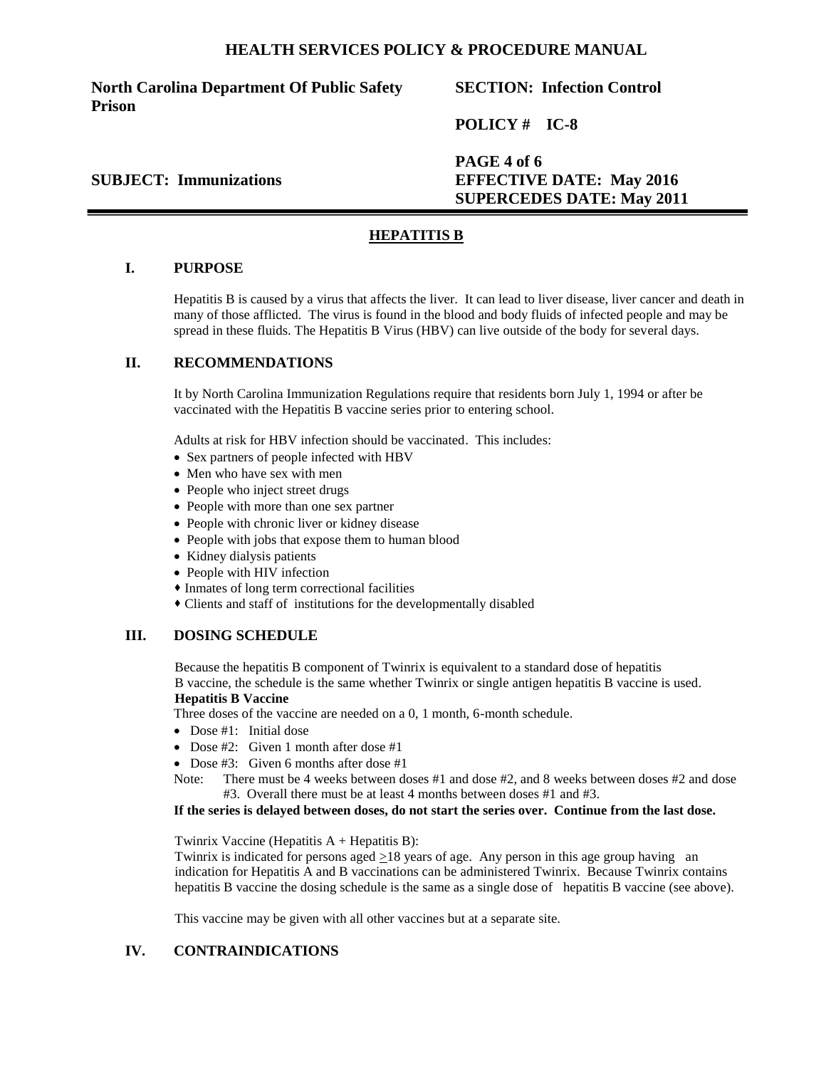## HEPATITIS B

### I. PURPOSE

Hepatitis B is caused by a virus that affects the liver. It can lead to liver disease, liver cancer and death in many of those afflicted. The virus is found in the blood and body fluids of infected people and may be spread in these fluids. The Hepatitis B Virus (HBV) can live outside of the body for several days.

### II. RECOMMENDATIONS

It by North Carolina Immunization Regulations require that residents born July 1, 1994 or after be vaccinated with the Hepatitis B vaccine series prior to entering school.

Adults at risk for HBV infection should be vaccinated. This includes:

- Sex partners of people infected with HBV
- Men who have sex with men
- People who inject street drugs
- People with more than one sex partner
- People with chronic liver or kidney disease
- People with jobs that expose them to human blood
- Kidney dialysis patients
- People with HIV infection
- Inmates of long term correctional facilities
- Clients and staff of institutions for the developmentally disabled

### III. DOSING SCHEDULE

Because the hepatitis B component of Twinrix is equivalent to a standard dose of hepatitis B vaccine, the schedule is the same whether Twinrix or single antigen hepatitis B vaccine is used.

**Hepatitis B Vaccine**

Three doses of the vaccine are needed on a 0, 1 month, 6-month schedule.

- Dose #1: Initial dose
- Dose #2: Given 1 month after dose #1
- Dose #3: Given 6 months after dose #1

Note: There must be 4 weeks between doses #1 and dose #2, and 8 weeks between doses #2 and dose #3. Overall there must be at least 4 months between doses #1 and #3.

**If the series is delayed between doses, do not start the series over. Continue from the last dose.**

Twinrix Vaccine (Hepatitis A + Hepatitis B):

Twinrix is indicated for persons aged ≥18 years of age. Any person in this age group having an indication for Hepatitis A and B vaccinations can be administered Twinrix. Because Twinrix contains hepatitis B vaccine the dosing schedule is the same as a single dose of hepatitis B vaccine (see above).

This vaccine may be given with all other vaccines but at a separate site.

### IV. CONTRAINDICATIONS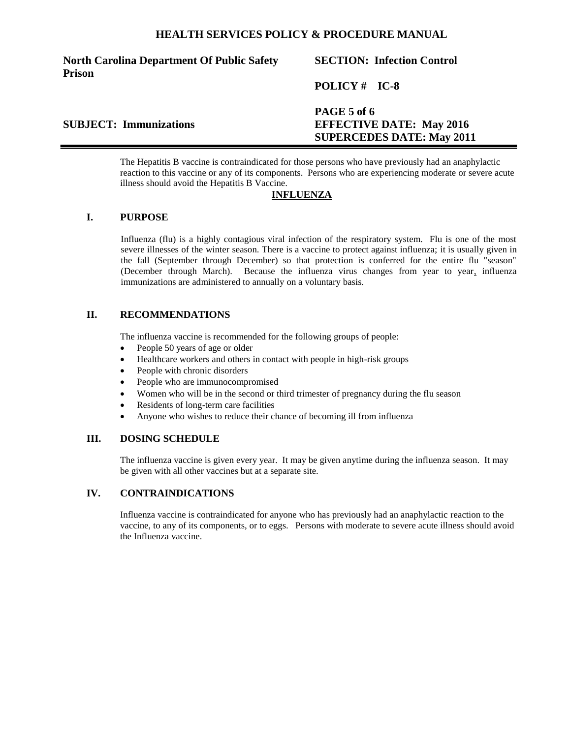The Hepatitis B vaccine is contraindicated for those persons who have previously had an anaphylactic reaction to this vaccine or any of its components. Persons who are experiencing moderate or severe acute illness should avoid the Hepatitis B Vaccine.

## INFLUENZA

### I. PURPOSE

Influenza (flu) is a highly contagious viral infection of the respiratory system. Flu is one of the most severe illnesses of the winter season. There is a vaccine to protect against influenza; it is usually given in the fall (September through December) so that protection is conferred for the entire flu "season" (December through March). Because the influenza virus changes from year to year, influenza immunizations are administered to annually on a voluntary basis.

### II. RECOMMENDATIONS

The influenza vaccine is recommended for the following groups of people:

- People 50 years of age or older
- Healthcare workers and others in contact with people in high-risk groups
- People with chronic disorders
- People who are immunocompromised
- Women who will be in the second or third trimester of pregnancy during the flu season
- Residents of long-term care facilities
- Anyone who wishes to reduce their chance of becoming ill from influenza

### III. DOSING SCHEDULE

The influenza vaccine is given every year. It may be given anytime during the influenza season. It may be given with all other vaccines but at a separate site.

### IV. CONTRAINDICATIONS

Influenza vaccine is contraindicated for anyone who has previously had an anaphylactic reaction to the vaccine, to any of its components, or to eggs. Persons with moderate to severe acute illness should avoid the Influenza vaccine.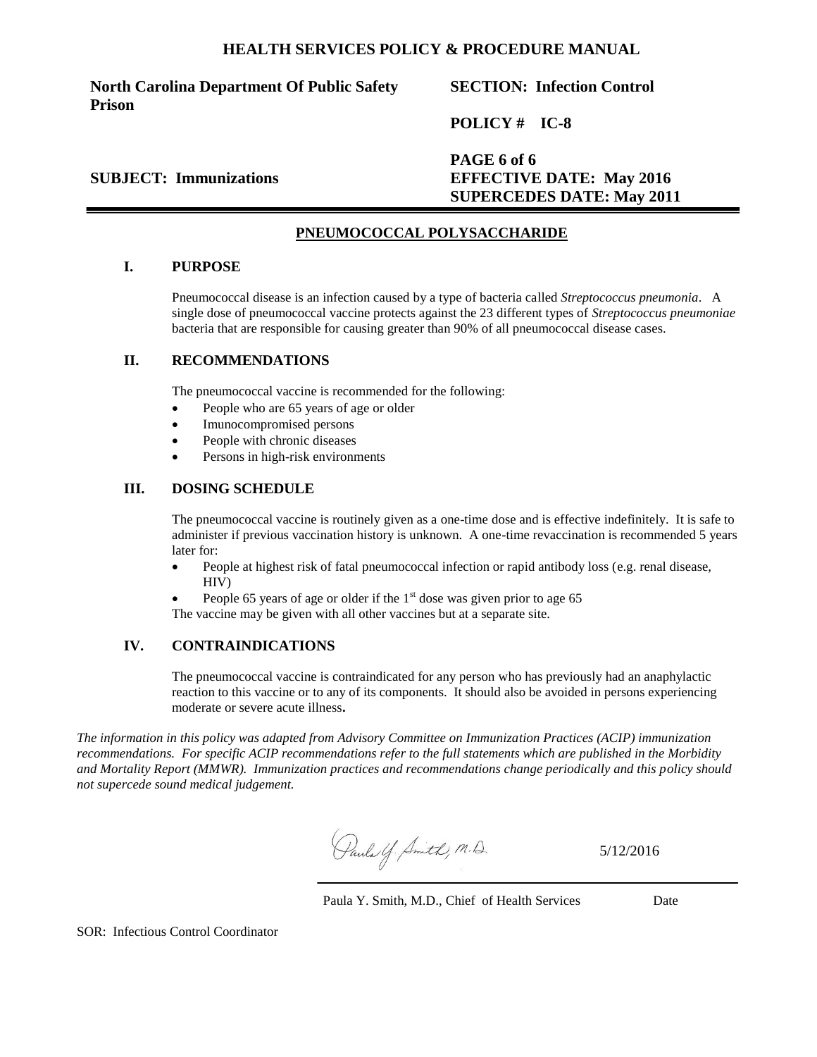# HEALTH SERVICES POLICY & PROCEDURE MANUAL

**North Carolina Department Of Public Safety Prison**

**SECTION: Infection Control**

**POLICY # IC-8**

**SUBJECT: Immunizations**

**EFFECTIVE DATE: May 2016**
**SUPERCEDES DATE: May 2011**

## PNEUMOCOCCAL POLYSACCHARIDE

### I. PURPOSE

Pneumococcal disease is an infection caused by a type of bacteria called *Streptococcus pneumonia*. A single dose of pneumococcal vaccine protects against the 23 different types of *Streptococcus pneumoniae* bacteria that are responsible for causing greater than 90% of all pneumococcal disease cases.

### II. RECOMMENDATIONS

The pneumococcal vaccine is recommended for the following:

- People who are 65 years of age or older
- Imunocompromised persons
- People with chronic diseases
- Persons in high-risk environments

### III. DOSING SCHEDULE

The pneumococcal vaccine is routinely given as a one-time dose and is effective indefinitely. It is safe to administer if previous vaccination history is unknown. A one-time revaccination is recommended 5 years later for:

- People at highest risk of fatal pneumococcal infection or rapid antibody loss (e.g. renal disease, HIV)
- People 65 years of age or older if the 1st dose was given prior to age 65

The vaccine may be given with all other vaccines but at a separate site.

### IV. CONTRAINDICATIONS

The pneumococcal vaccine is contraindicated for any person who has previously had an anaphylactic reaction to this vaccine or to any of its components. It should also be avoided in persons experiencing moderate or severe acute illness**.**

*The information in this policy was adapted from Advisory Committee on Immunization Practices (ACIP) immunization recommendations. For specific ACIP recommendations refer to the full statements which are published in the Morbidity and Mortality Report (MMWR). Immunization practices and recommendations change periodically and this policy should not supercede sound medical judgement.*

Paula Y. Smith, M.D. 5/12/2016

Paula Y. Smith, M.D., Chief of Health Services Date

SOR: Infectious Control Coordinator